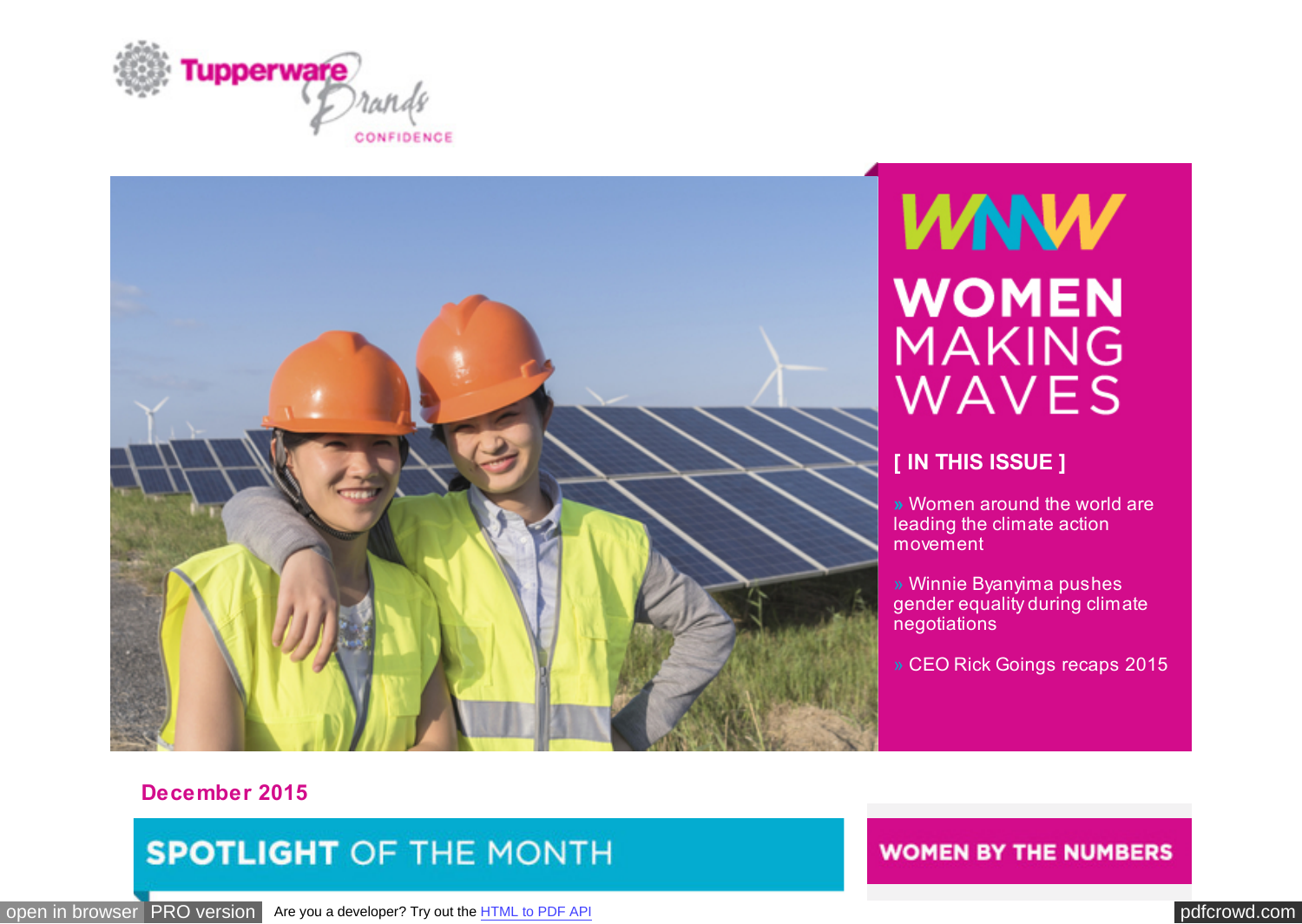Tupperware Brands CONFIDENCE

# WMW WOMEN MAKING WAVES

## [ IN THIS ISSUE ]

» Women around the world are leading the climate action movement

» Winnie Byanyima pushes gender equality during climate negotiations

» CEO Rick Goings recaps 2015

**December 2015**

## SPOTLIGHT OF THE MONTH

## WOMEN BY THE NUMBERS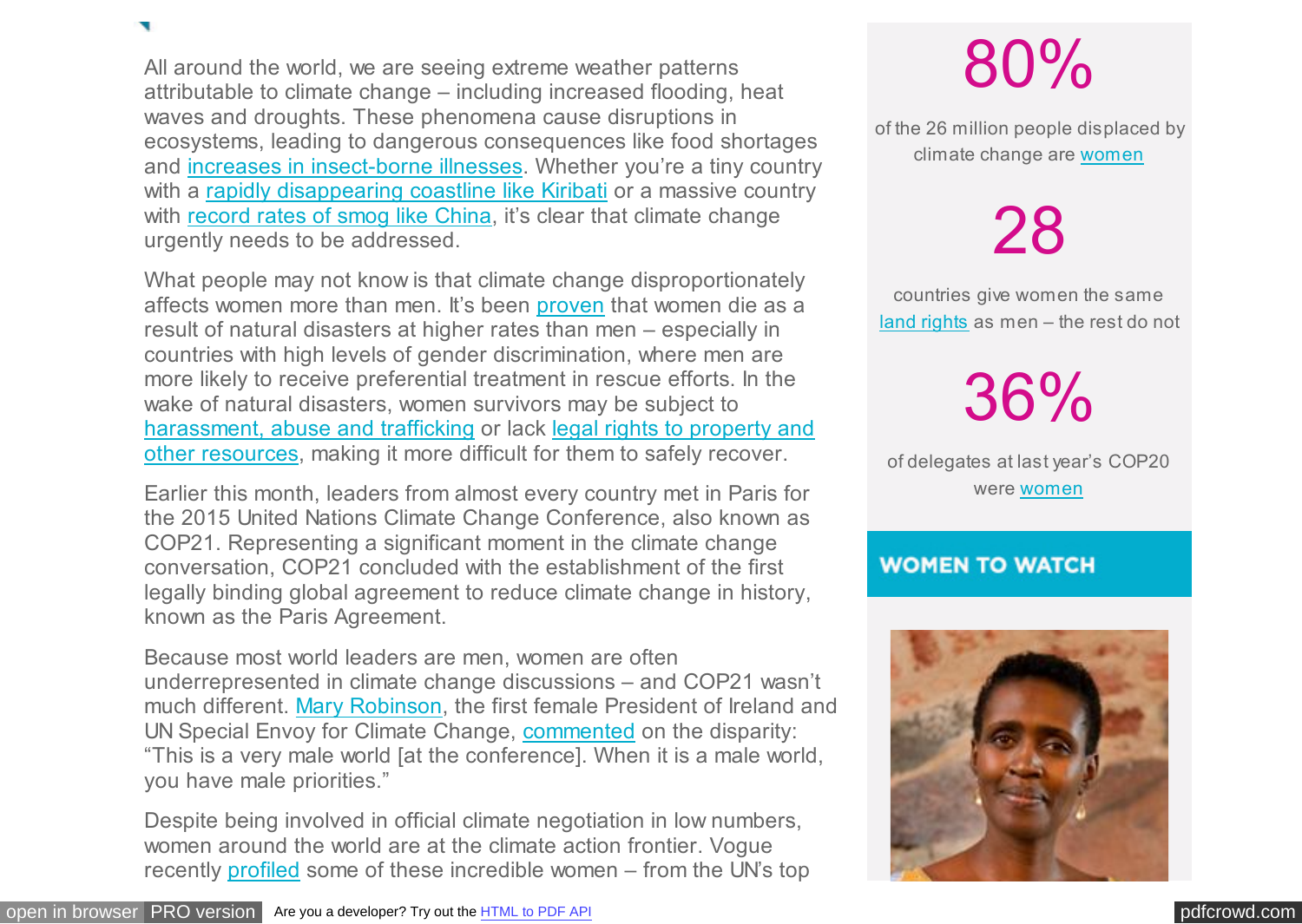All around the world, we are seeing extreme weather patterns attributable to climate change – including increased flooding, heat waves and droughts. These phenomena cause disruptions in ecosystems, leading to dangerous consequences like food shortages and increases in insect-borne illnesses. Whether you're a tiny country with a rapidly disappearing coastline like Kiribati or a massive country with record rates of smog like China, it's clear that climate change urgently needs to be addressed.

What people may not know is that climate change disproportionately affects women more than men. It's been proven that women die as a result of natural disasters at higher rates than men – especially in countries with high levels of gender discrimination, where men are more likely to receive preferential treatment in rescue efforts. In the wake of natural disasters, women survivors may be subject to harassment, abuse and trafficking or lack legal rights to property and other resources, making it more difficult for them to safely recover.

Earlier this month, leaders from almost every country met in Paris for the 2015 United Nations Climate Change Conference, also known as COP21. Representing a significant moment in the climate change conversation, COP21 concluded with the establishment of the first legally binding global agreement to reduce climate change in history, known as the Paris Agreement.

Because most world leaders are men, women are often underrepresented in climate change discussions – and COP21 wasn't much different. Mary Robinson, the first female President of Ireland and UN Special Envoy for Climate Change, commented on the disparity: "This is a very male world [at the conference]. When it is a male world, you have male priorities."

Despite being involved in official climate negotiation in low numbers, women around the world are at the climate action frontier. Vogue recently profiled some of these incredible women – from the UN's top

80%

of the 26 million people displaced by climate change are women

28

countries give women the same land rights as men – the rest do not

36%

of delegates at last year's COP20 were women

## WOMEN TO WATCH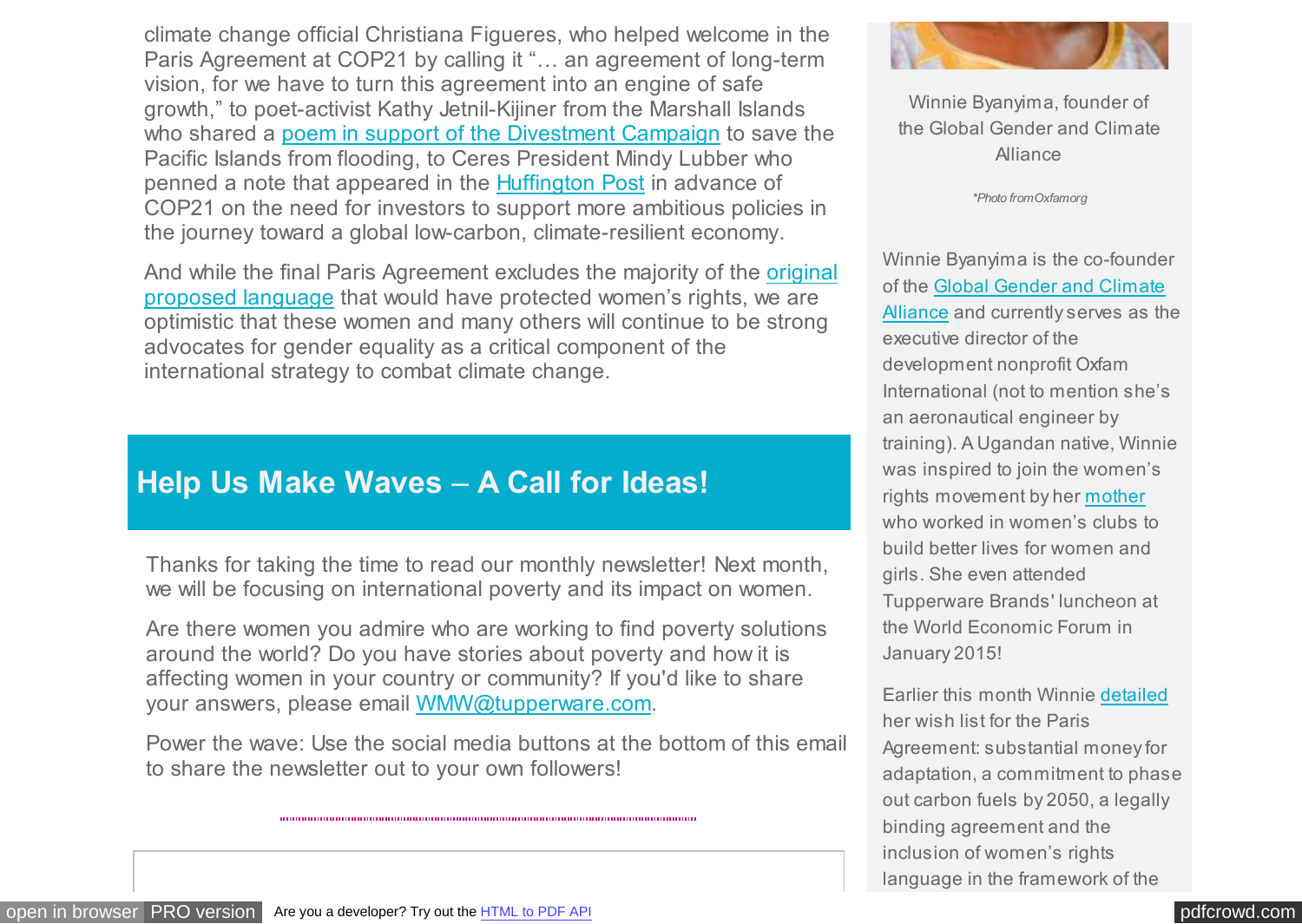climate change official Christiana Figueres, who helped welcome in the Paris Agreement at COP21 by calling it "… an agreement of long-term vision, for we have to turn this agreement into an engine of safe growth," to poet-activist Kathy Jetnil-Kijiner from the Marshall Islands who shared a poem in support of the Divestment Campaign to save the Pacific Islands from flooding, to Ceres President Mindy Lubber who penned a note that appeared in the Huffington Post in advance of COP21 on the need for investors to support more ambitious policies in the journey toward a global low-carbon, climate-resilient economy.

And while the final Paris Agreement excludes the majority of the original proposed language that would have protected women's rights, we are optimistic that these women and many others will continue to be strong advocates for gender equality as a critical component of the international strategy to combat climate change.

## Help Us Make Waves – A Call for Ideas!

Thanks for taking the time to read our monthly newsletter! Next month, we will be focusing on international poverty and its impact on women.

Are there women you admire who are working to find poverty solutions around the world? Do you have stories about poverty and how it is affecting women in your country or community? If you'd like to share your answers, please email WMW@tupperware.com.

Power the wave: Use the social media buttons at the bottom of this email to share the newsletter out to your own followers!

Winnie Byanyima, founder of the Global Gender and Climate Alliance

*Photo from Oxfam.org*

Winnie Byanyima is the co-founder of the Global Gender and Climate Alliance and currently serves as the executive director of the development nonprofit Oxfam International (not to mention she's an aeronautical engineer by training). A Ugandan native, Winnie was inspired to join the women's rights movement by her mother who worked in women's clubs to build better lives for women and girls. She even attended Tupperware Brands' luncheon at the World Economic Forum in January 2015!

Earlier this month Winnie detailed her wish list for the Paris Agreement: substantial money for adaptation, a commitment to phase out carbon fuels by 2050, a legally binding agreement and the inclusion of women's rights language in the framework of the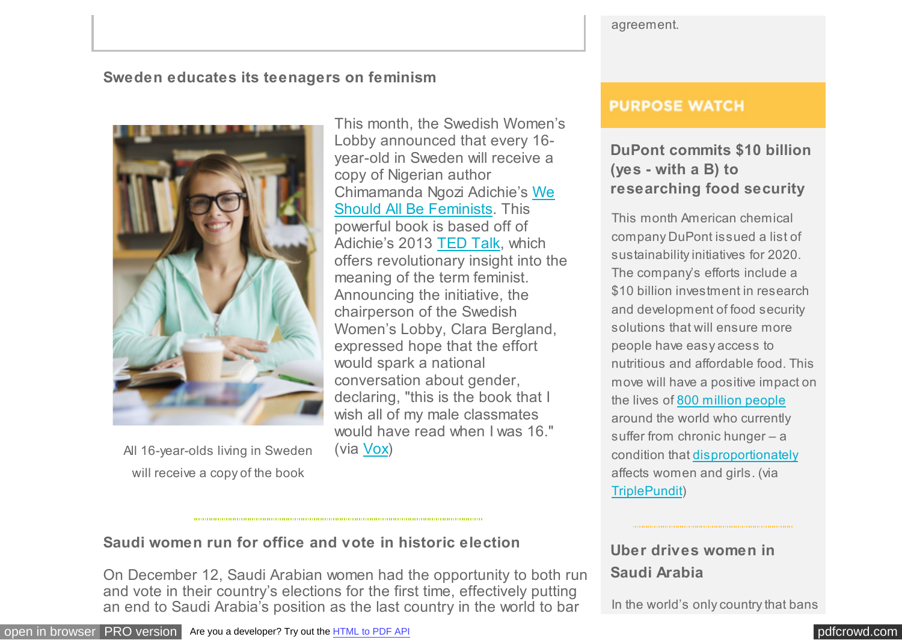agreement.

## Sweden educates its teenagers on feminism

All 16-year-olds living in Sweden will receive a copy of the book

This month, the Swedish Women's Lobby announced that every 16-year-old in Sweden will receive a copy of Nigerian author Chimamanda Ngozi Adichie's We Should All Be Feminists. This powerful book is based off of Adichie's 2013 TED Talk, which offers revolutionary insight into the meaning of the term feminist. Announcing the initiative, the chairperson of the Swedish Women's Lobby, Clara Bergland, expressed hope that the effort would spark a national conversation about gender, declaring, "this is the book that I wish all of my male classmates would have read when I was 16." (via Vox)

## Saudi women run for office and vote in historic election

On December 12, Saudi Arabian women had the opportunity to both run and vote in their country's elections for the first time, effectively putting an end to Saudi Arabia's position as the last country in the world to bar

## PURPOSE WATCH

### DuPont commits $10 billion (yes - with a B) to researching food security

This month American chemical company DuPont issued a list of sustainability initiatives for 2020. The company's efforts include a $10 billion investment in research and development of food security solutions that will ensure more people have easy access to nutritious and affordable food. This move will have a positive impact on the lives of 800 million people around the world who currently suffer from chronic hunger – a condition that disproportionately affects women and girls. (via TriplePundit)

### Uber drives women in Saudi Arabia

In the world's only country that bans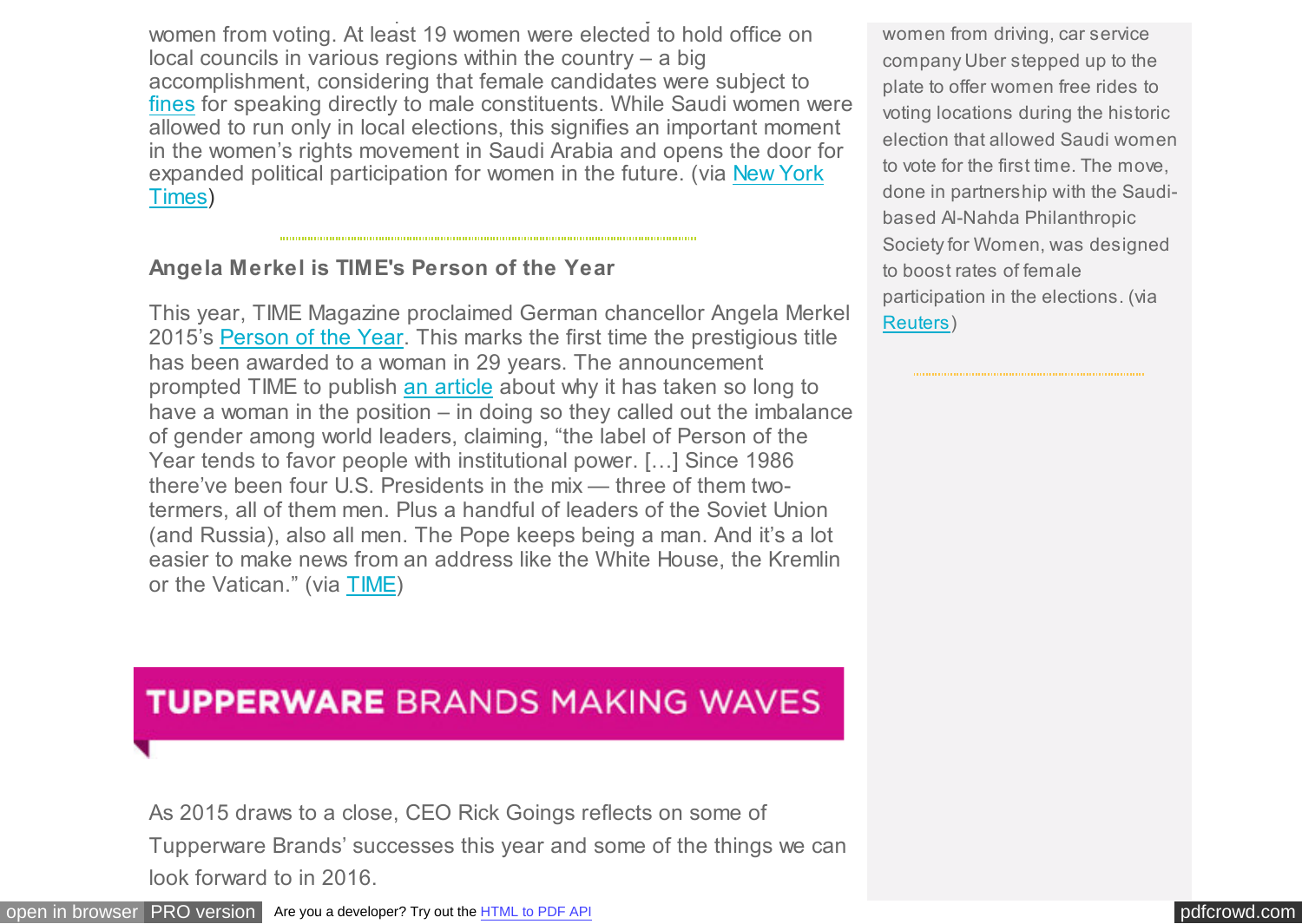women from voting. At least 19 women were elected to hold office on local councils in various regions within the country – a big accomplishment, considering that female candidates were subject to fines for speaking directly to male constituents. While Saudi women were allowed to run only in local elections, this signifies an important moment in the women's rights movement in Saudi Arabia and opens the door for expanded political participation for women in the future. (via New York Times)

**Angela Merkel is TIME's Person of the Year**

This year, TIME Magazine proclaimed German chancellor Angela Merkel 2015's Person of the Year. This marks the first time the prestigious title has been awarded to a woman in 29 years. The announcement prompted TIME to publish an article about why it has taken so long to have a woman in the position – in doing so they called out the imbalance of gender among world leaders, claiming, "the label of Person of the Year tends to favor people with institutional power. […] Since 1986 there've been four U.S. Presidents in the mix — three of them two-termers, all of them men. Plus a handful of leaders of the Soviet Union (and Russia), also all men. The Pope keeps being a man. And it's a lot easier to make news from an address like the White House, the Kremlin or the Vatican." (via TIME)

## TUPPERWARE BRANDS MAKING WAVES

As 2015 draws to a close, CEO Rick Goings reflects on some of Tupperware Brands' successes this year and some of the things we can look forward to in 2016.

women from driving, car service company Uber stepped up to the plate to offer women free rides to voting locations during the historic election that allowed Saudi women to vote for the first time. The move, done in partnership with the Saudi-based Al-Nahda Philanthropic Society for Women, was designed to boost rates of female participation in the elections. (via Reuters)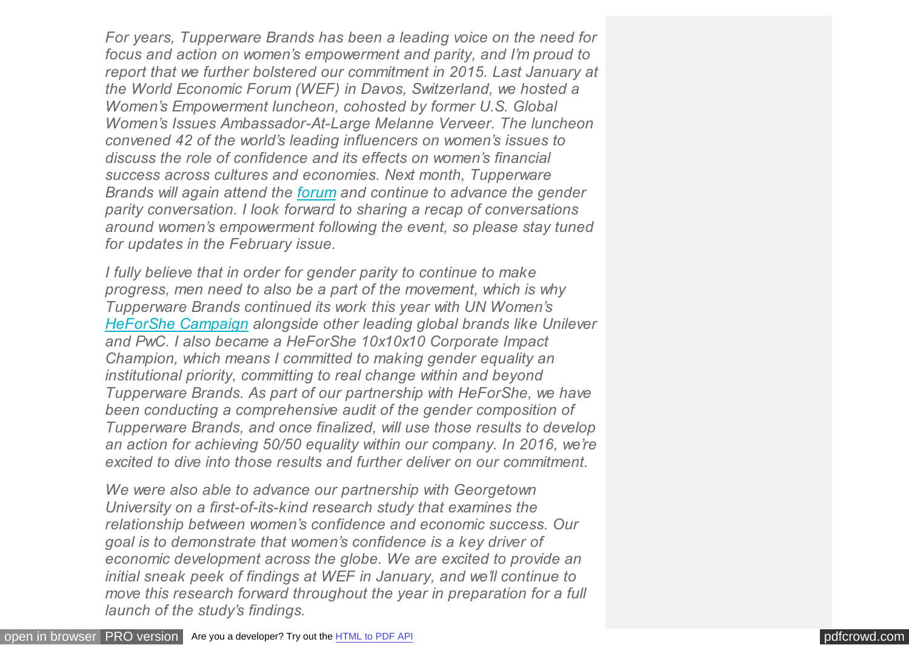*For years, Tupperware Brands has been a leading voice on the need for focus and action on women's empowerment and parity, and I'm proud to report that we further bolstered our commitment in 2015. Last January at the World Economic Forum (WEF) in Davos, Switzerland, we hosted a Women's Empowerment luncheon, cohosted by former U.S. Global Women's Issues Ambassador-At-Large Melanne Verveer. The luncheon convened 42 of the world's leading influencers on women's issues to discuss the role of confidence and its effects on women's financial success across cultures and economies. Next month, Tupperware Brands will again attend the [forum](#) and continue to advance the gender parity conversation. I look forward to sharing a recap of conversations around women's empowerment following the event, so please stay tuned for updates in the February issue.*

*I fully believe that in order for gender parity to continue to make progress, men need to also be a part of the movement, which is why Tupperware Brands continued its work this year with UN Women's [HeForShe Campaign](#) alongside other leading global brands like Unilever and PwC. I also became a HeForShe 10x10x10 Corporate Impact Champion, which means I committed to making gender equality an institutional priority, committing to real change within and beyond Tupperware Brands. As part of our partnership with HeForShe, we have been conducting a comprehensive audit of the gender composition of Tupperware Brands, and once finalized, will use those results to develop an action for achieving 50/50 equality within our company. In 2016, we're excited to dive into those results and further deliver on our commitment.*

*We were also able to advance our partnership with Georgetown University on a first-of-its-kind research study that examines the relationship between women's confidence and economic success. Our goal is to demonstrate that women's confidence is a key driver of economic development across the globe. We are excited to provide an initial sneak peek of findings at WEF in January, and we'll continue to move this research forward throughout the year in preparation for a full launch of the study's findings.*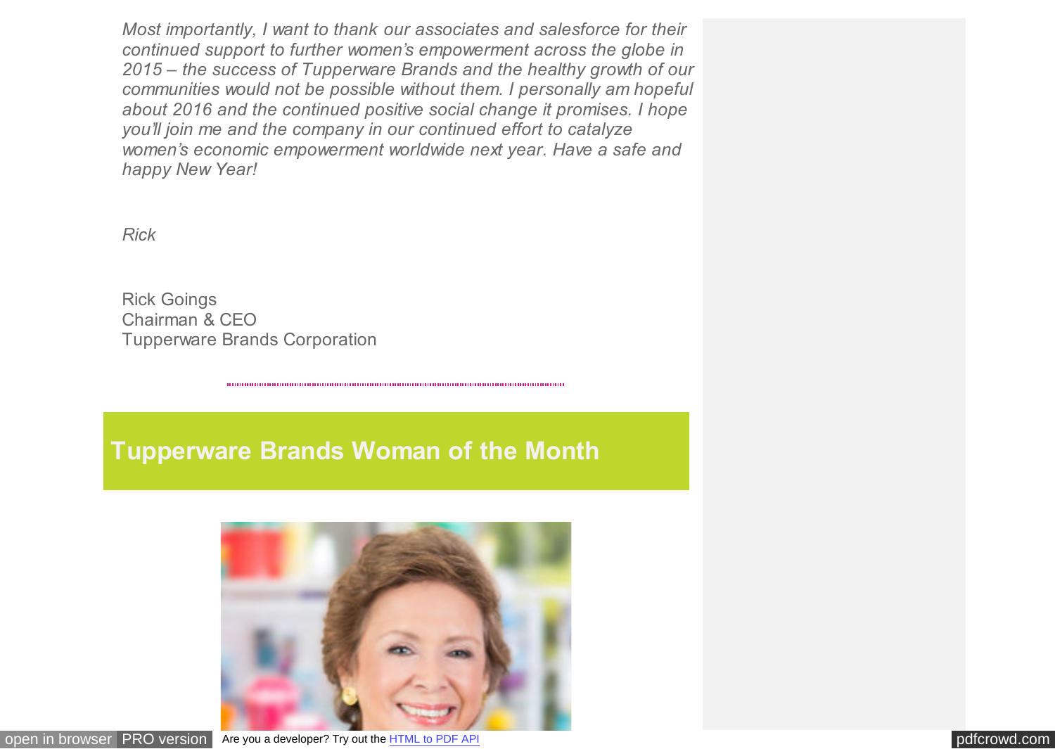*Most importantly, I want to thank our associates and salesforce for their continued support to further women's empowerment across the globe in 2015 – the success of Tupperware Brands and the healthy growth of our communities would not be possible without them. I personally am hopeful about 2016 and the continued positive social change it promises. I hope you'll join me and the company in our continued effort to catalyze women's economic empowerment worldwide next year. Have a safe and happy New Year!*

*Rick*

Rick Goings
Chairman & CEO
Tupperware Brands Corporation

## Tupperware Brands Woman of the Month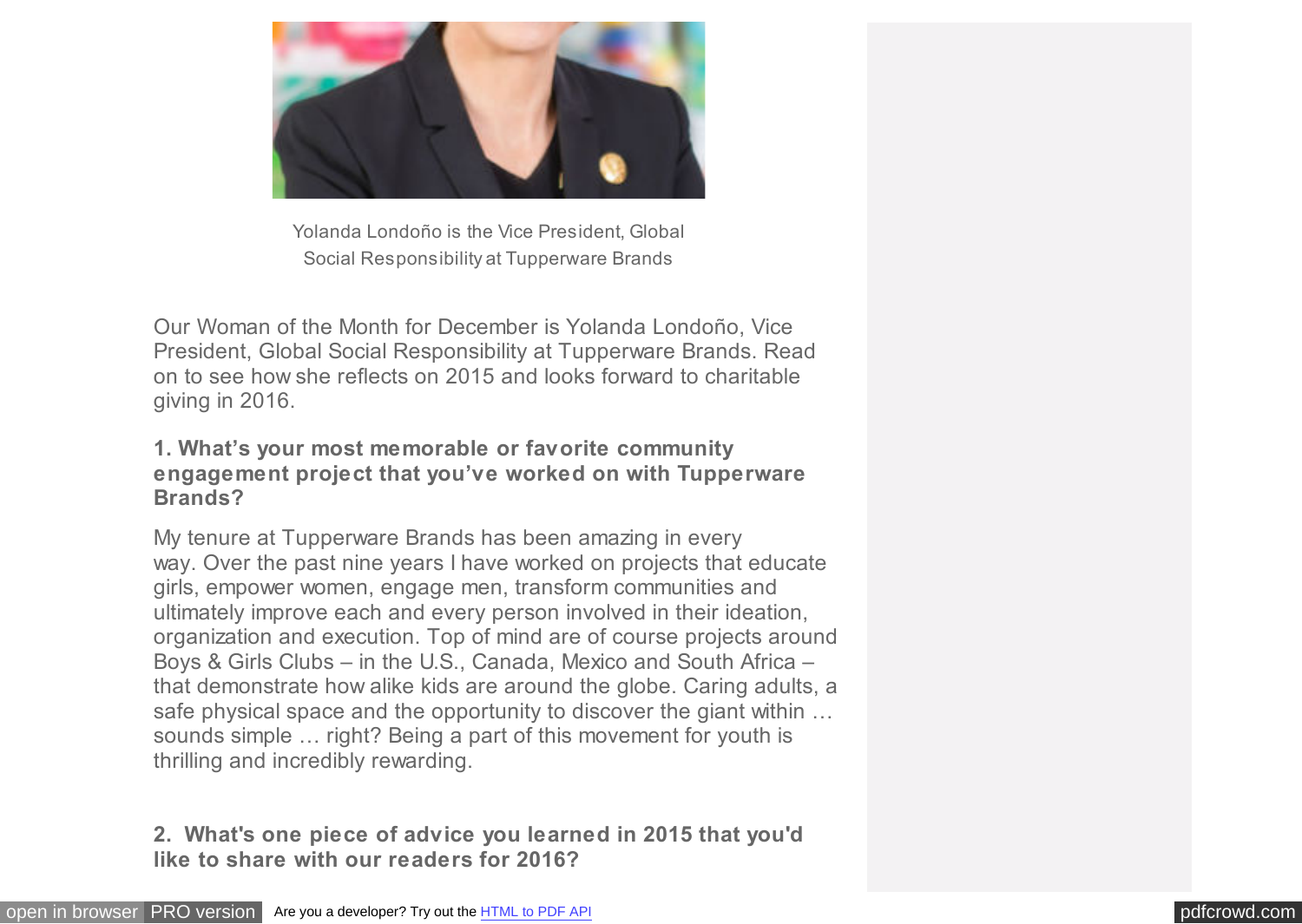Yolanda Londoño is the Vice President, Global Social Responsibility at Tupperware Brands

Our Woman of the Month for December is Yolanda Londoño, Vice President, Global Social Responsibility at Tupperware Brands. Read on to see how she reflects on 2015 and looks forward to charitable giving in 2016.

**1. What's your most memorable or favorite community engagement project that you've worked on with Tupperware Brands?**

My tenure at Tupperware Brands has been amazing in every way. Over the past nine years I have worked on projects that educate girls, empower women, engage men, transform communities and ultimately improve each and every person involved in their ideation, organization and execution. Top of mind are of course projects around Boys & Girls Clubs – in the U.S., Canada, Mexico and South Africa – that demonstrate how alike kids are around the globe. Caring adults, a safe physical space and the opportunity to discover the giant within … sounds simple … right? Being a part of this movement for youth is thrilling and incredibly rewarding.

**2. What's one piece of advice you learned in 2015 that you'd like to share with our readers for 2016?**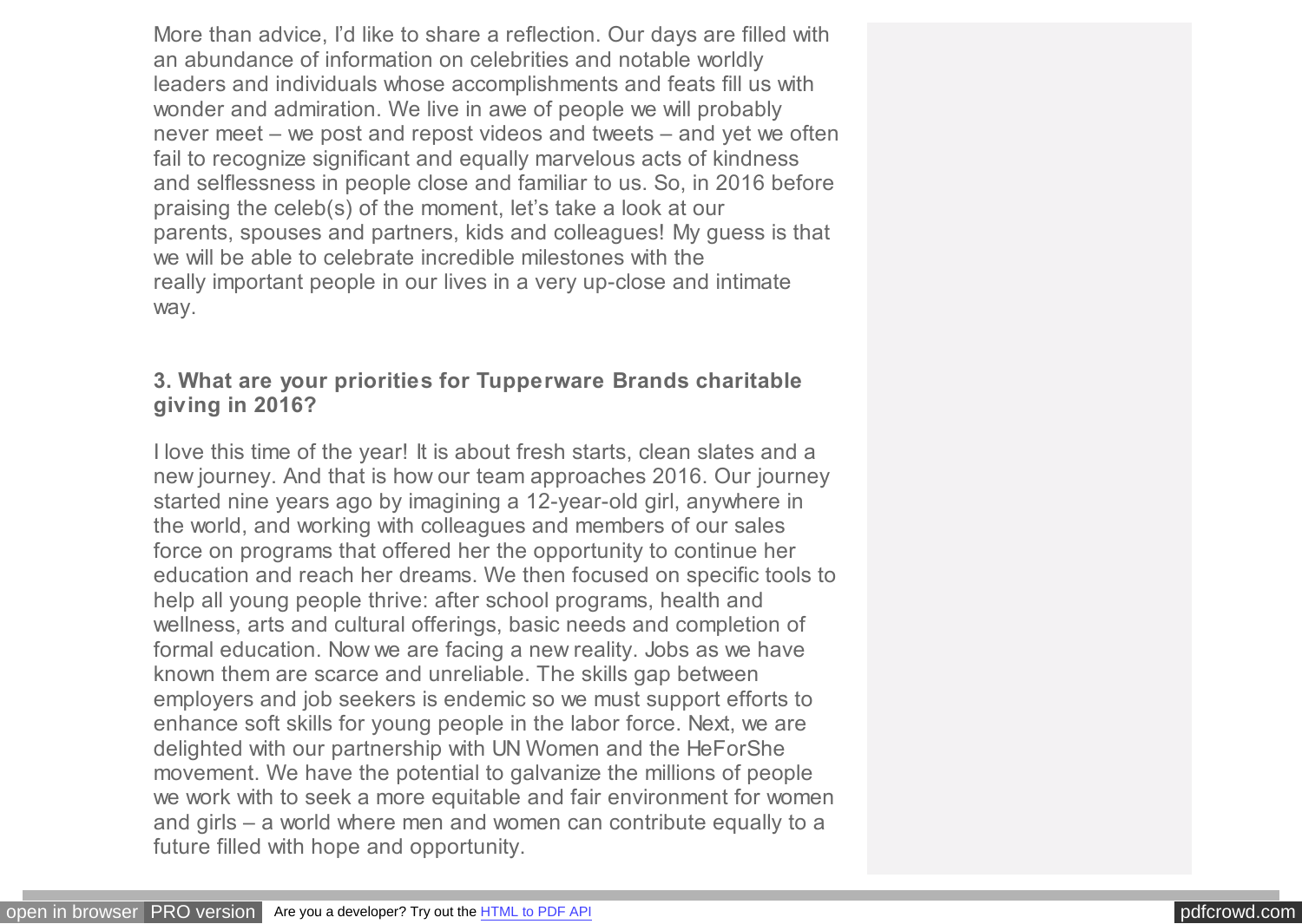More than advice, I'd like to share a reflection. Our days are filled with an abundance of information on celebrities and notable worldly leaders and individuals whose accomplishments and feats fill us with wonder and admiration. We live in awe of people we will probably never meet – we post and repost videos and tweets – and yet we often fail to recognize significant and equally marvelous acts of kindness and selflessness in people close and familiar to us. So, in 2016 before praising the celeb(s) of the moment, let's take a look at our parents, spouses and partners, kids and colleagues! My guess is that we will be able to celebrate incredible milestones with the really important people in our lives in a very up-close and intimate way.

**3. What are your priorities for Tupperware Brands charitable giving in 2016?**

I love this time of the year! It is about fresh starts, clean slates and a new journey. And that is how our team approaches 2016. Our journey started nine years ago by imagining a 12-year-old girl, anywhere in the world, and working with colleagues and members of our sales force on programs that offered her the opportunity to continue her education and reach her dreams. We then focused on specific tools to help all young people thrive: after school programs, health and wellness, arts and cultural offerings, basic needs and completion of formal education. Now we are facing a new reality. Jobs as we have known them are scarce and unreliable. The skills gap between employers and job seekers is endemic so we must support efforts to enhance soft skills for young people in the labor force. Next, we are delighted with our partnership with UN Women and the HeForShe movement. We have the potential to galvanize the millions of people we work with to seek a more equitable and fair environment for women and girls – a world where men and women can contribute equally to a future filled with hope and opportunity.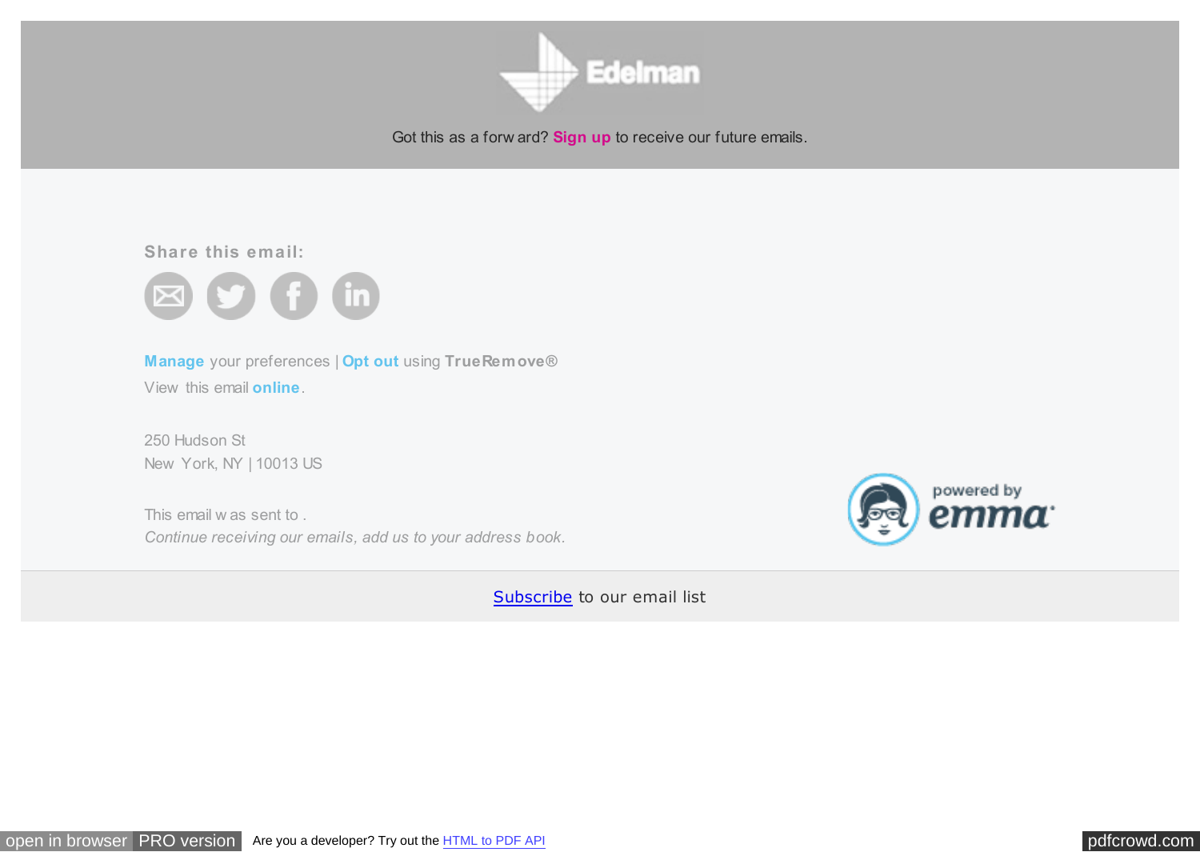Got this as a forward? **Sign up** to receive our future emails.

**Share this email:**

**Manage** your preferences | **Opt out** using **TrueRemove®**

View this email **online**.

250 Hudson St
New York, NY | 10013 US

This email was sent to .

*Continue receiving our emails, add us to your address book.*

powered by emma

Subscribe to our email list